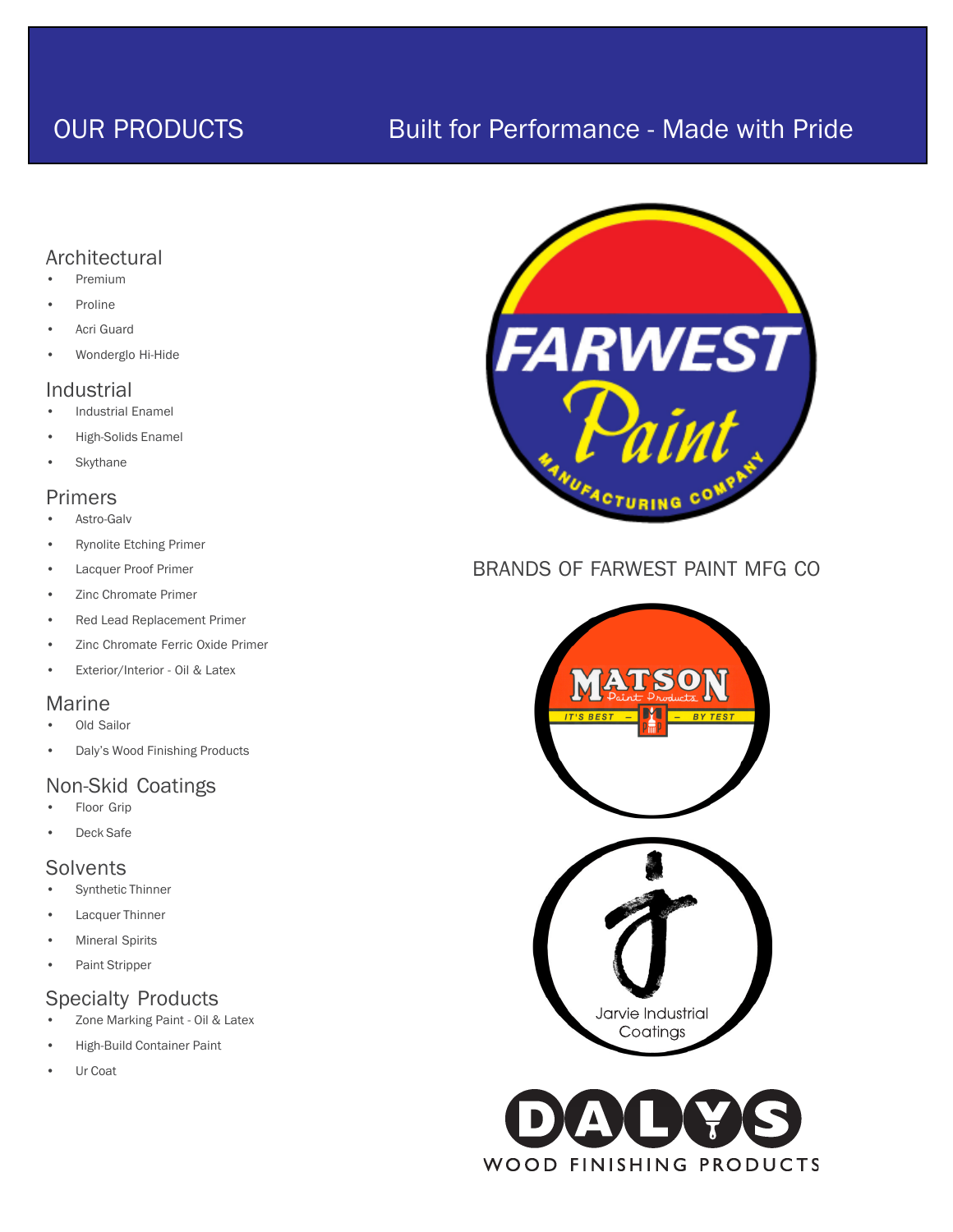# OUR PRODUCTS

## Built for Performance - Made with Pride

### Architectural

- Premium
- Proline
- Acri Guard
- Wonderglo Hi-Hide

### Industrial

- Industrial Enamel
- High-Solids Enamel
- Skythane

### Primers

- Astro-Galv
- Rynolite Etching Primer
- Lacquer Proof Primer
- Zinc Chromate Primer
- Red Lead Replacement Primer
- Zinc Chromate Ferric Oxide Primer
- Exterior/Interior - Oil & Latex

### Marine

- Old Sailor
- Daly's Wood Finishing Products

### Non-Skid Coatings

- Floor Grip
- Deck Safe

### Solvents

- Synthetic Thinner
- Lacquer Thinner
- Mineral Spirits
- Paint Stripper

### Specialty Products

- Zone Marking Paint - Oil & Latex
- High-Build Container Paint
- Ur Coat

FARWEST Paint MANUFACTURING COMPANY

BRANDS OF FARWEST PAINT MFG CO

MATSON Paint Products — IT'S BEST — BY TEST

Jarvie Industrial Coatings

DALYS WOOD FINISHING PRODUCTS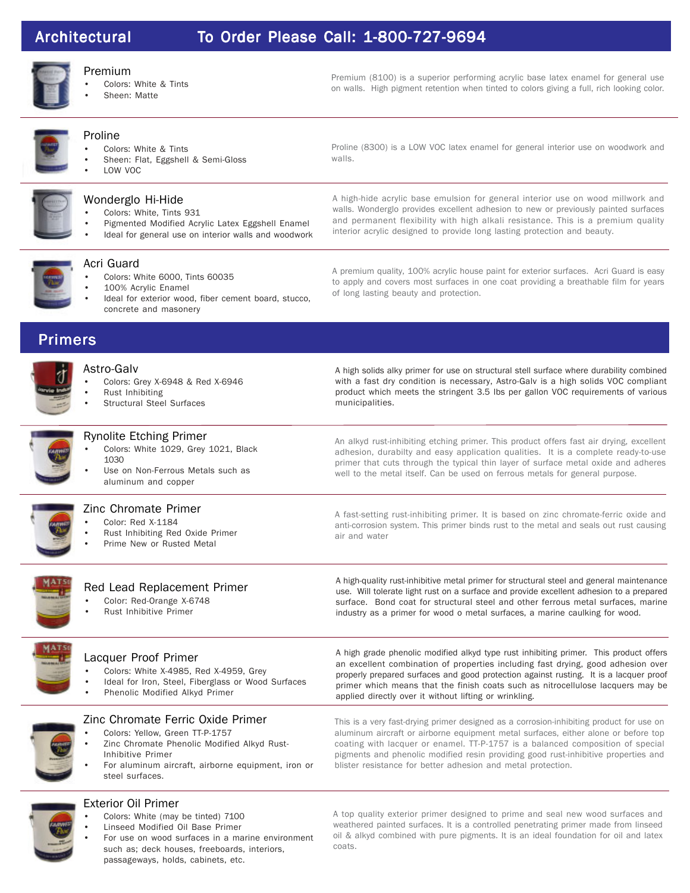## Architectural — To Order Please Call: 1-800-727-9694

### Premium
- Colors: White & Tints
- Sheen: Matte

Premium (8100) is a superior performing acrylic base latex enamel for general use on walls. High pigment retention when tinted to colors giving a full, rich looking color.

### Proline
- Colors: White & Tints
- Sheen: Flat, Eggshell & Semi-Gloss
- LOW VOC

Proline (8300) is a LOW VOC latex enamel for general interior use on woodwork and walls.

### Wonderglo Hi-Hide
- Colors: White, Tints 931
- Pigmented Modified Acrylic Latex Eggshell Enamel
- Ideal for general use on interior walls and woodwork

A high-hide acrylic base emulsion for general interior use on wood millwork and walls. Wonderglo provides excellent adhesion to new or previously painted surfaces and permanent flexibility with high alkali resistance. This is a premium quality interior acrylic designed to provide long lasting protection and beauty.

### Acri Guard
- Colors: White 6000, Tints 60035
- 100% Acrylic Enamel
- Ideal for exterior wood, fiber cement board, stucco, concrete and masonery

A premium quality, 100% acrylic house paint for exterior surfaces. Acri Guard is easy to apply and covers most surfaces in one coat providing a breathable film for years of long lasting beauty and protection.

## Primers

### Astro-Galv
- Colors: Grey X-6948 & Red X-6946
- Rust Inhibiting
- Structural Steel Surfaces

A high solids alky primer for use on structural stell surface where durability combined with a fast dry condition is necessary, Astro-Galv is a high solids VOC compliant product which meets the stringent 3.5 lbs per gallon VOC requirements of various municipalities.

### Rynolite Etching Primer
- Colors: White 1029, Grey 1021, Black 1030
- Use on Non-Ferrous Metals such as aluminum and copper

An alkyd rust-inhibiting etching primer. This product offers fast air drying, excellent adhesion, durabilty and easy application qualities. It is a complete ready-to-use primer that cuts through the typical thin layer of surface metal oxide and adheres well to the metal itself. Can be used on ferrous metals for general purpose.

### Zinc Chromate Primer
- Color: Red X-1184
- Rust Inhibiting Red Oxide Primer
- Prime New or Rusted Metal

A fast-setting rust-inhibiting primer. It is based on zinc chromate-ferric oxide and anti-corrosion system. This primer binds rust to the metal and seals out rust causing air and water

### Red Lead Replacement Primer
- Color: Red-Orange X-6748
- Rust Inhibitive Primer

A high-quality rust-inhibitive metal primer for structural steel and general maintenance use. Will tolerate light rust on a surface and provide excellent adhesion to a prepared surface. Bond coat for structural steel and other ferrous metal surfaces, marine industry as a primer for wood o metal surfaces, a marine caulking for wood.

### Lacquer Proof Primer
- Colors: White X-4985, Red X-4959, Grey
- Ideal for Iron, Steel, Fiberglass or Wood Surfaces
- Phenolic Modified Alkyd Primer

A high grade phenolic modified alkyd type rust inhibiting primer. This product offers an excellent combination of properties including fast drying, good adhesion over properly prepared surfaces and good protection against rusting. It is a lacquer proof primer which means that the finish coats such as nitrocellulose lacquers may be applied directly over it without lifting or wrinkling.

### Zinc Chromate Ferric Oxide Primer
- Colors: Yellow, Green TT-P-1757
- Zinc Chromate Phenolic Modified Alkyd Rust-Inhibitive Primer
- For aluminum aircraft, airborne equipment, iron or steel surfaces.

This is a very fast-drying primer designed as a corrosion-inhibiting product for use on aluminum aircraft or airborne equipment metal surfaces, either alone or before top coating with lacquer or enamel. TT-P-1757 is a balanced composition of special pigments and phenolic modified resin providing good rust-inhibitive properties and blister resistance for better adhesion and metal protection.

### Exterior Oil Primer
- Colors: White (may be tinted) 7100
- Linseed Modified Oil Base Primer
- For use on wood surfaces in a marine environment such as; deck houses, freeboards, interiors, passageways, holds, cabinets, etc.

A top quality exterior primer designed to prime and seal new wood surfaces and weathered painted surfaces. It is a controlled penetrating primer made from linseed oil & alkyd combined with pure pigments. It is an ideal foundation for oil and latex coats.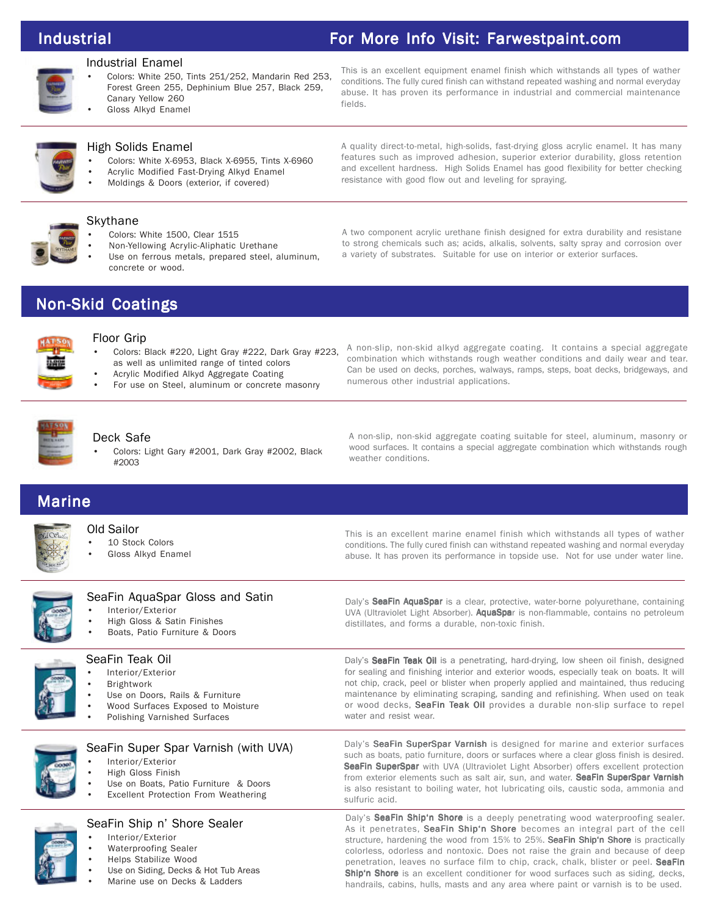## Industrial

For More Info Visit: Farwestpaint.com

### Industrial Enamel

- Colors: White 250, Tints 251/252, Mandarin Red 253, Forest Green 255, Dephinium Blue 257, Black 259, Canary Yellow 260
- Gloss Alkyd Enamel

This is an excellent equipment enamel finish which withstands all types of wather conditions. The fully cured finish can withstand repeated washing and normal everyday abuse. It has proven its performance in industrial and commercial maintenance fields.

### High Solids Enamel

- Colors: White X-6953, Black X-6955, Tints X-6960
- Acrylic Modified Fast-Drying Alkyd Enamel
- Moldings & Doors (exterior, if covered)

A quality direct-to-metal, high-solids, fast-drying gloss acrylic enamel. It has many features such as improved adhesion, superior exterior durability, gloss retention and excellent hardness. High Solids Enamel has good flexibility for better checking resistance with good flow out and leveling for spraying.

### Skythane

- Colors: White 1500, Clear 1515
- Non-Yellowing Acrylic-Aliphatic Urethane
- Use on ferrous metals, prepared steel, aluminum, concrete or wood.

A two component acrylic urethane finish designed for extra durability and resistane to strong chemicals such as; acids, alkalis, solvents, salty spray and corrosion over a variety of substrates. Suitable for use on interior or exterior surfaces.

## Non-Skid Coatings

### Floor Grip

- Colors: Black #220, Light Gray #222, Dark Gray #223, as well as unlimited range of tinted colors
- Acrylic Modified Alkyd Aggregate Coating
- For use on Steel, aluminum or concrete masonry

A non-slip, non-skid alkyd aggregate coating. It contains a special aggregate combination which withstands rough weather conditions and daily wear and tear. Can be used on decks, porches, walways, ramps, steps, boat decks, bridgeways, and numerous other industrial applications.

### Deck Safe

- Colors: Light Gary #2001, Dark Gray #2002, Black #2003

A non-slip, non-skid aggregate coating suitable for steel, aluminum, masonry or wood surfaces. It contains a special aggregate combination which withstands rough weather conditions.

## Marine

### Old Sailor

- 10 Stock Colors
- Gloss Alkyd Enamel

This is an excellent marine enamel finish which withstands all types of wather conditions. The fully cured finish can withstand repeated washing and normal everyday abuse. It has proven its performance in topside use. Not for use under water line.

### SeaFin AquaSpar Gloss and Satin

- Interior/Exterior
- High Gloss & Satin Finishes
- Boats, Patio Furniture & Doors

Daly's **SeaFin AquaSpar** is a clear, protective, water-borne polyurethane, containing UVA (Ultraviolet Light Absorber). **AquaSpa**r is non-flammable, contains no petroleum distillates, and forms a durable, non-toxic finish.

### SeaFin Teak Oil

- Interior/Exterior
- Brightwork
- Use on Doors, Rails & Furniture
- Wood Surfaces Exposed to Moisture
- Polishing Varnished Surfaces

Daly's **SeaFin Teak Oil** is a penetrating, hard-drying, low sheen oil finish, designed for sealing and finishing interior and exterior woods, especially teak on boats. It will not chip, crack, peel or blister when properly applied and maintained, thus reducing maintenance by eliminating scraping, sanding and refinishing. When used on teak or wood decks, **SeaFin Teak Oil** provides a durable non-slip surface to repel water and resist wear.

### SeaFin Super Spar Varnish (with UVA)

- Interior/Exterior
- High Gloss Finish
- Use on Boats, Patio Furniture & Doors
- Excellent Protection From Weathering

Daly's **SeaFin SuperSpar Varnish** is designed for marine and exterior surfaces such as boats, patio furniture, doors or surfaces where a clear gloss finish is desired. **SeaFin SuperSpar** with UVA (Ultraviolet Light Absorber) offers excellent protection from exterior elements such as salt air, sun, and water. **SeaFin SuperSpar Varnish** is also resistant to boiling water, hot lubricating oils, caustic soda, ammonia and sulfuric acid.

### SeaFin Ship n' Shore Sealer

- Interior/Exterior
- Waterproofing Sealer
- Helps Stabilize Wood
- Use on Siding, Decks & Hot Tub Areas
- Marine use on Decks & Ladders

Daly's **SeaFin Ship'n Shore** is a deeply penetrating wood waterproofing sealer. As it penetrates, **SeaFin Ship'n Shore** becomes an integral part of the cell structure, hardening the wood from 15% to 25%. **SeaFin Ship'n Shore** is practically colorless, odorless and nontoxic. Does not raise the grain and because of deep penetration, leaves no surface film to chip, crack, chalk, blister or peel. **SeaFin Ship'n Shore** is an excellent conditioner for wood surfaces such as siding, decks, handrails, cabins, hulls, masts and any area where paint or varnish is to be used.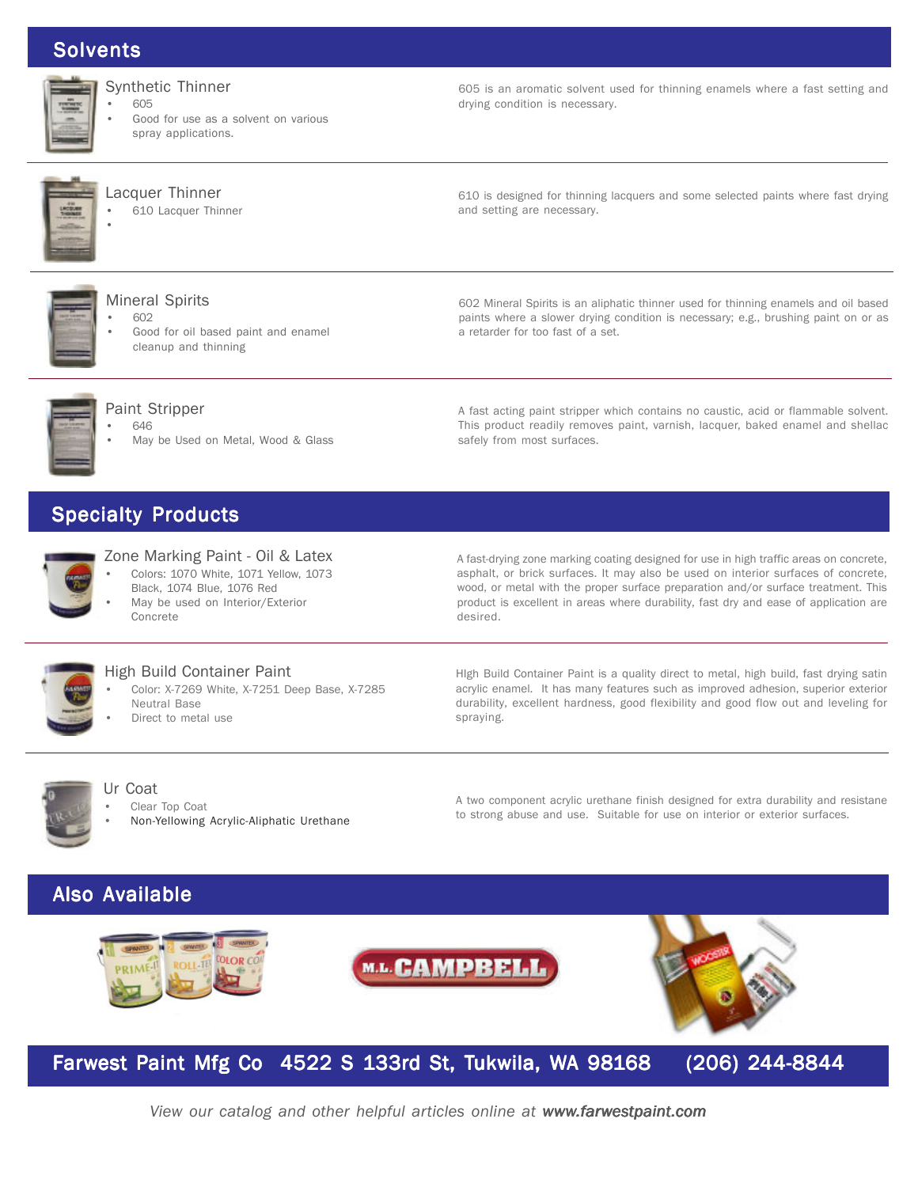## Solvents

### Synthetic Thinner

- 605
- Good for use as a solvent on various spray applications.

605 is an aromatic solvent used for thinning enamels where a fast setting and drying condition is necessary.

### Lacquer Thinner

- 610 Lacquer Thinner

610 is designed for thinning lacquers and some selected paints where fast drying and setting are necessary.

### Mineral Spirits

- 602
- Good for oil based paint and enamel cleanup and thinning

602 Mineral Spirits is an aliphatic thinner used for thinning enamels and oil based paints where a slower drying condition is necessary; e.g., brushing paint on or as a retarder for too fast of a set.

### Paint Stripper

- 646
- May be Used on Metal, Wood & Glass

A fast acting paint stripper which contains no caustic, acid or flammable solvent. This product readily removes paint, varnish, lacquer, baked enamel and shellac safely from most surfaces.

## Specialty Products

### Zone Marking Paint - Oil & Latex

- Colors: 1070 White, 1071 Yellow, 1073 Black, 1074 Blue, 1076 Red
- May be used on Interior/Exterior Concrete

A fast-drying zone marking coating designed for use in high traffic areas on concrete, asphalt, or brick surfaces. It may also be used on interior surfaces of concrete, wood, or metal with the proper surface preparation and/or surface treatment. This product is excellent in areas where durability, fast dry and ease of application are desired.

### High Build Container Paint

- Color: X-7269 White, X-7251 Deep Base, X-7285 Neutral Base
- Direct to metal use

HIgh Build Container Paint is a quality direct to metal, high build, fast drying satin acrylic enamel. It has many features such as improved adhesion, superior exterior durability, excellent hardness, good flexibility and good flow out and leveling for spraying.

### Ur Coat

- Clear Top Coat
- Non-Yellowing Acrylic-Aliphatic Urethane

A two component acrylic urethane finish designed for extra durability and resistane to strong abuse and use. Suitable for use on interior or exterior surfaces.

## Also Available

**Farwest Paint Mfg Co 4522 S 133rd St, Tukwila, WA 98168 (206) 244-8844**

*View our catalog and other helpful articles online at **www.farwestpaint.com***